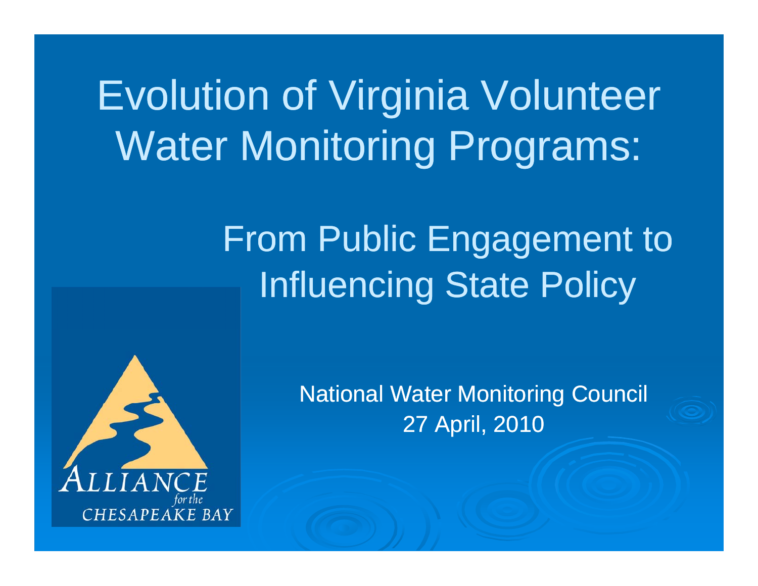# Evolution of Virginia Volunteer Water Monitoring Programs:

## From Public Engagement to Influencing State Policy

ALLIANCE *for the* CHESAPEAKE BAY

National Water Monitoring Council
27 April, 2010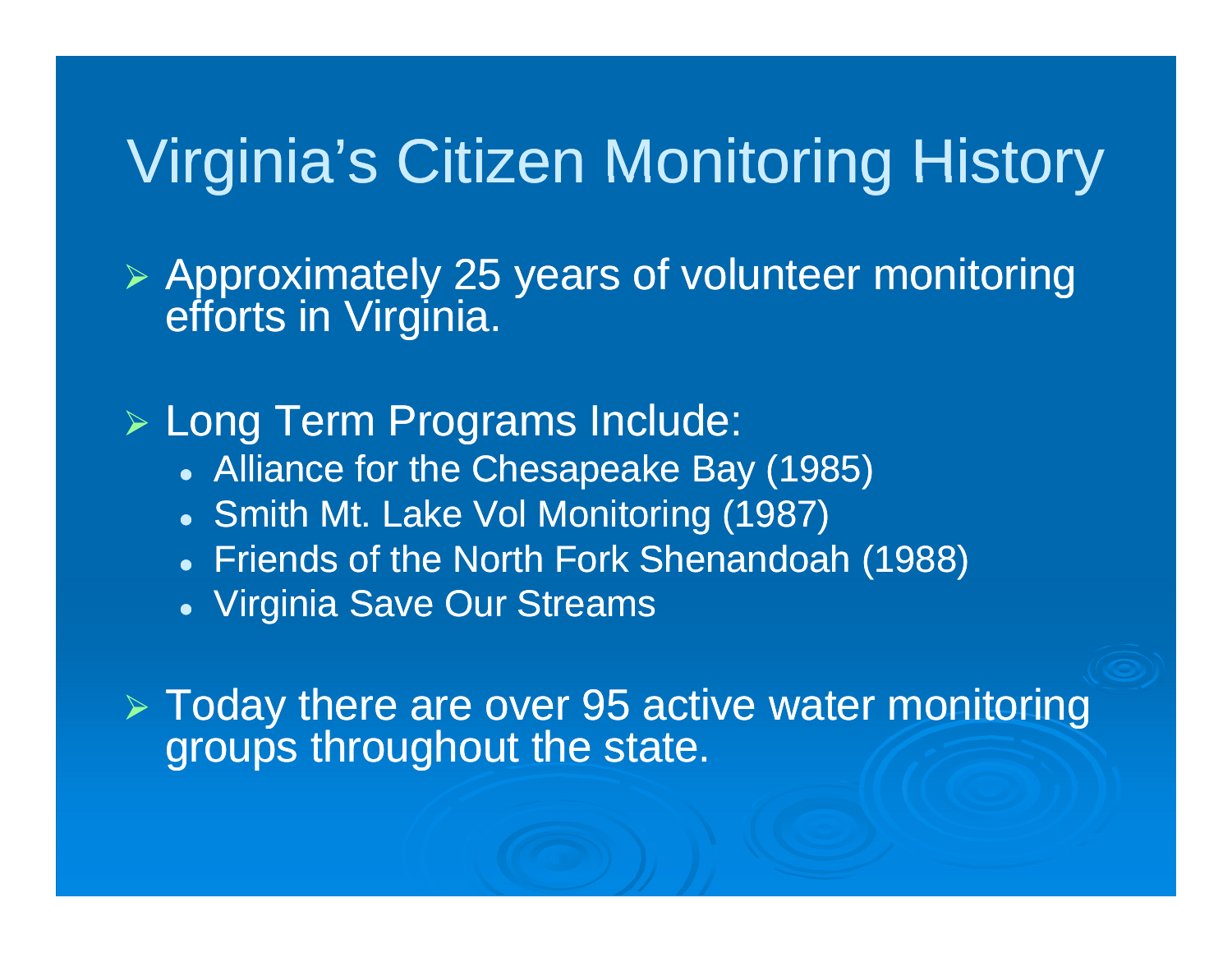# Virginia's Citizen Monitoring History

- Approximately 25 years of volunteer monitoring efforts in Virginia.

- Long Term Programs Include:
  - Alliance for the Chesapeake Bay (1985)
  - Smith Mt. Lake Vol Monitoring (1987)
  - Friends of the North Fork Shenandoah (1988)
  - Virginia Save Our Streams

- Today there are over 95 active water monitoring groups throughout the state.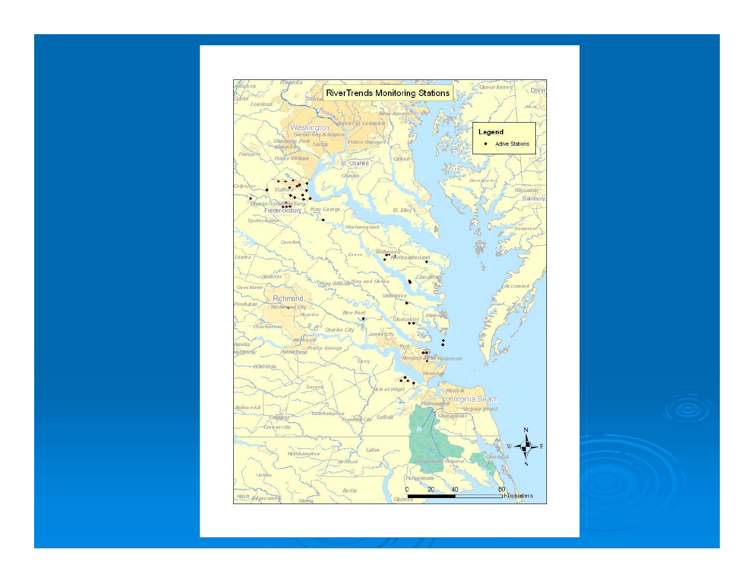RiverTrends Monitoring Stations

Legend

Active Stations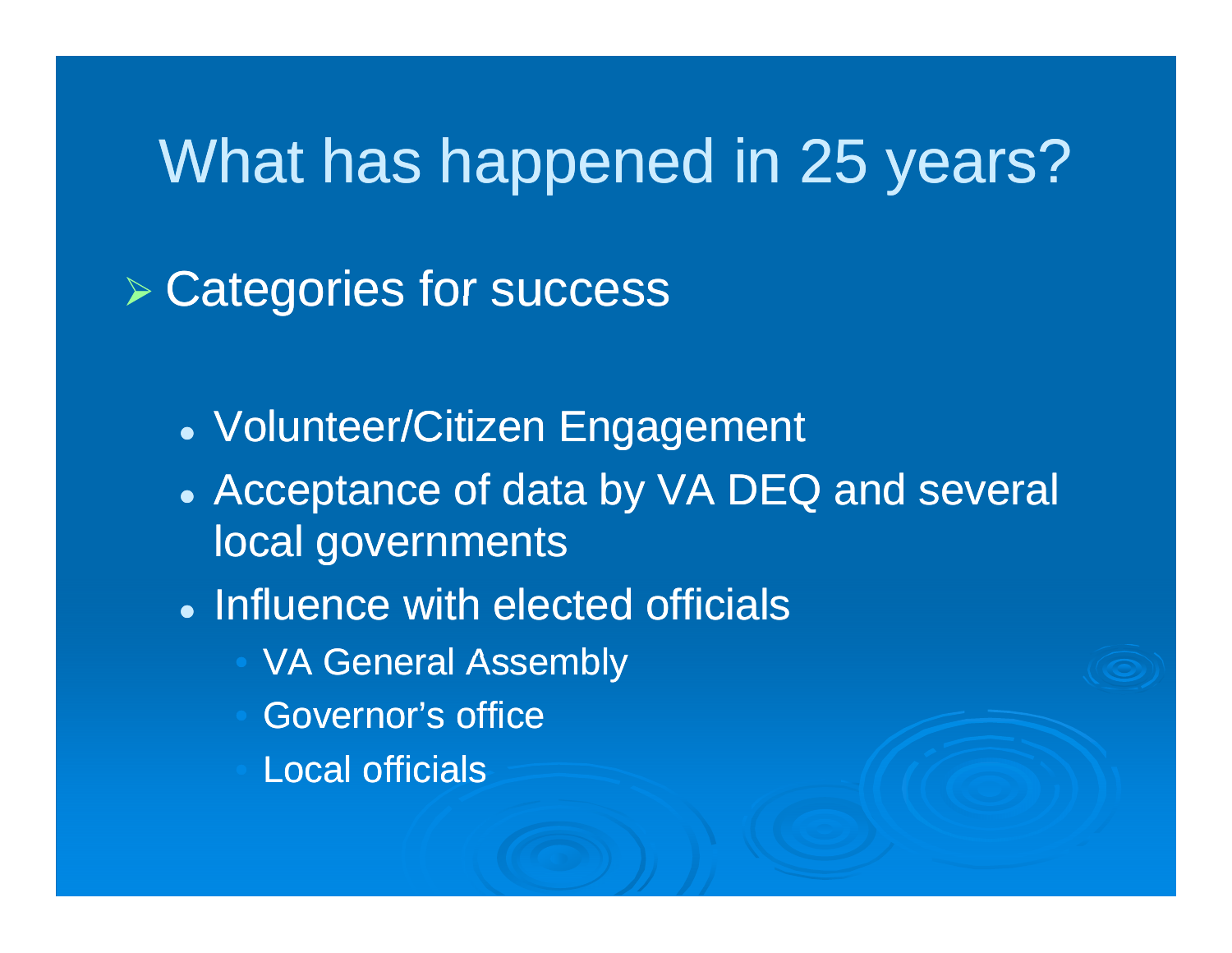# What has happened in 25 years?

- Categories for success

  - Volunteer/Citizen Engagement
  - Acceptance of data by VA DEQ and several local governments
  - Influence with elected officials
    - VA General Assembly
    - Governor's office
    - Local officials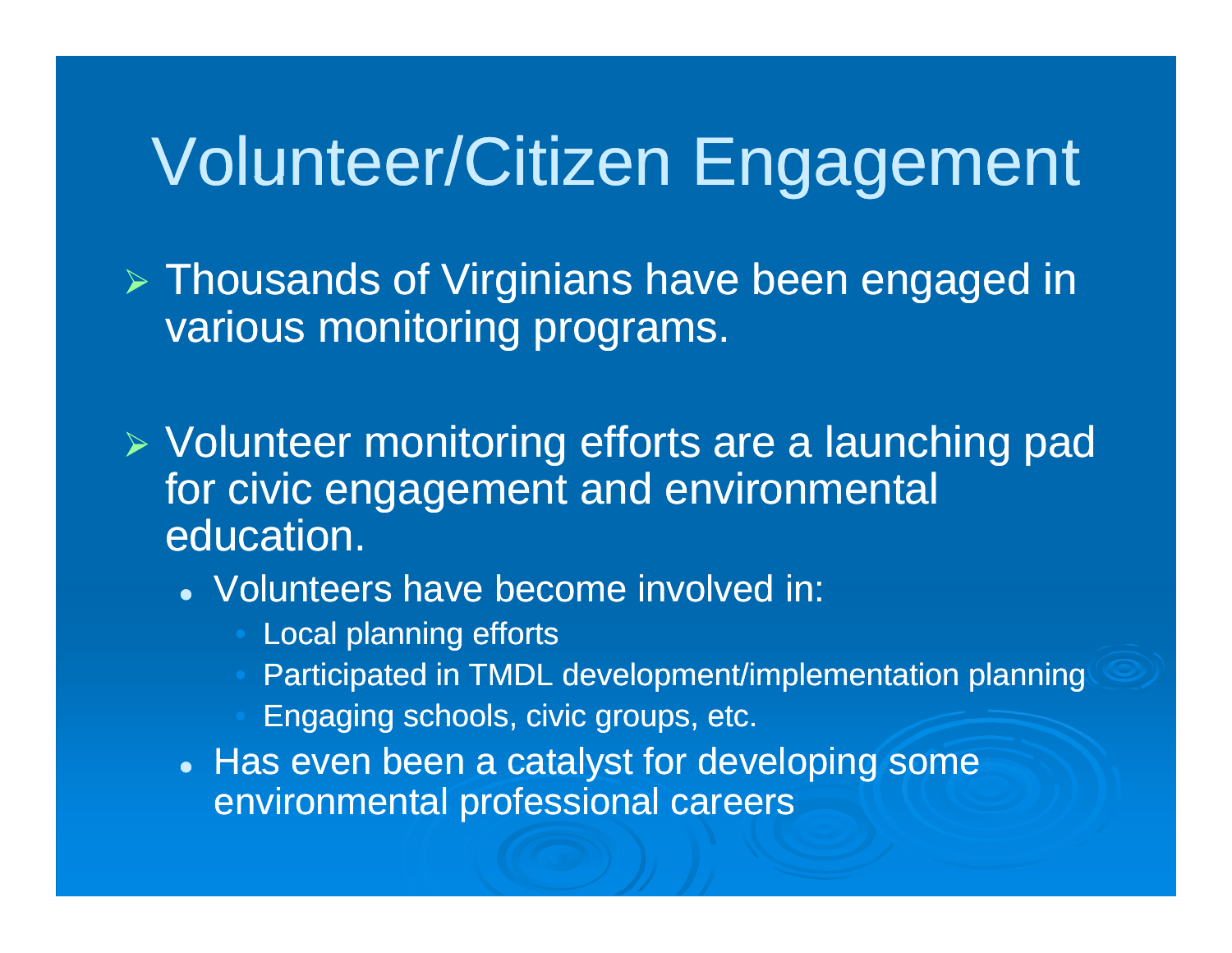# Volunteer/Citizen Engagement

- Thousands of Virginians have been engaged in various monitoring programs.
- Volunteer monitoring efforts are a launching pad for civic engagement and environmental education.
  - Volunteers have become involved in:
    - Local planning efforts
    - Participated in TMDL development/implementation planning
    - Engaging schools, civic groups, etc.
  - Has even been a catalyst for developing some environmental professional careers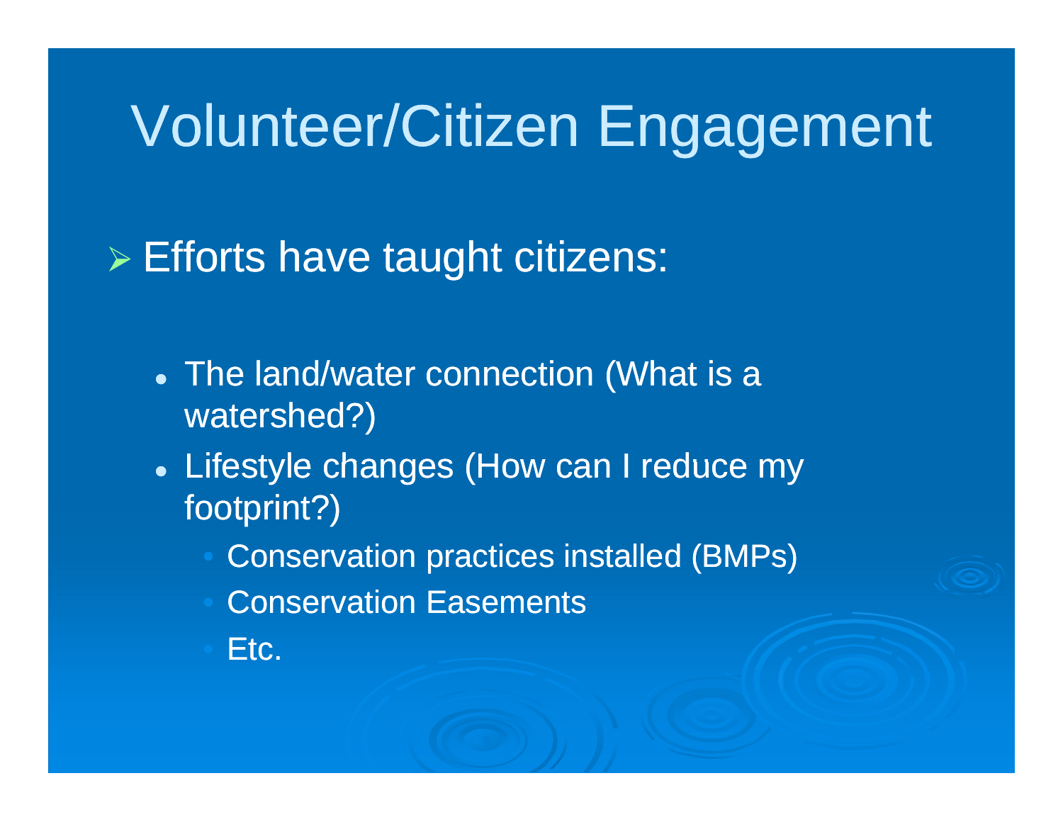# Volunteer/Citizen Engagement

- Efforts have taught citizens:
  - The land/water connection (What is a watershed?)
  - Lifestyle changes (How can I reduce my footprint?)
    - Conservation practices installed (BMPs)
    - Conservation Easements
    - Etc.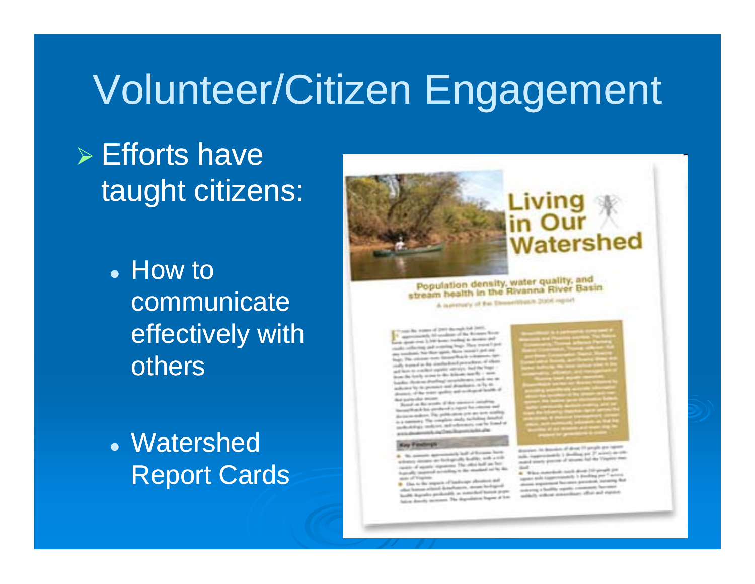# Volunteer/Citizen Engagement

- Efforts have taught citizens:
  - How to communicate effectively with others
  - Watershed Report Cards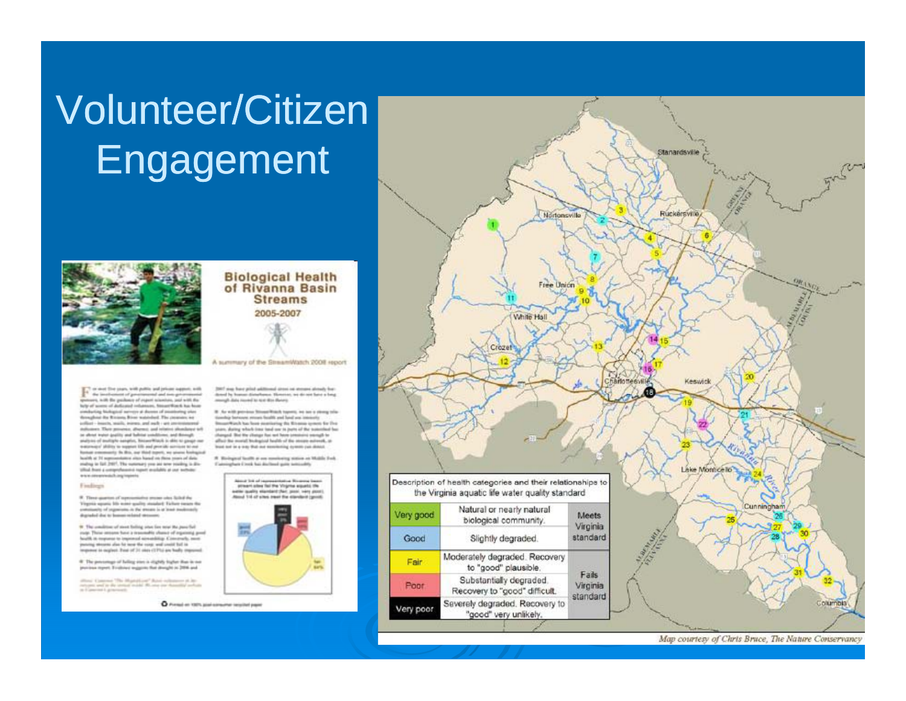# Volunteer/Citizen Engagement

**Biological Health of Rivanna Basin Streams**

2005-2007

A summary of the StreamWatch 2008 report

| Description of health categories and their relationships to the Virginia aquatic life water quality standard | | |
|---|---|---|
| Very good | Natural or nearly natural biological community. | Meets Virginia standard |
| Good | Slightly degraded. | |
| Fair | Moderately degraded. Recovery to "good" plausible. | Fails Virginia standard |
| Poor | Substantially degraded. Recovery to "good" difficult. | |
| Very poor | Severely degraded. Recovery to "good" very unlikely. | |

*Map courtesy of Chris Bruce, The Nature Conservancy*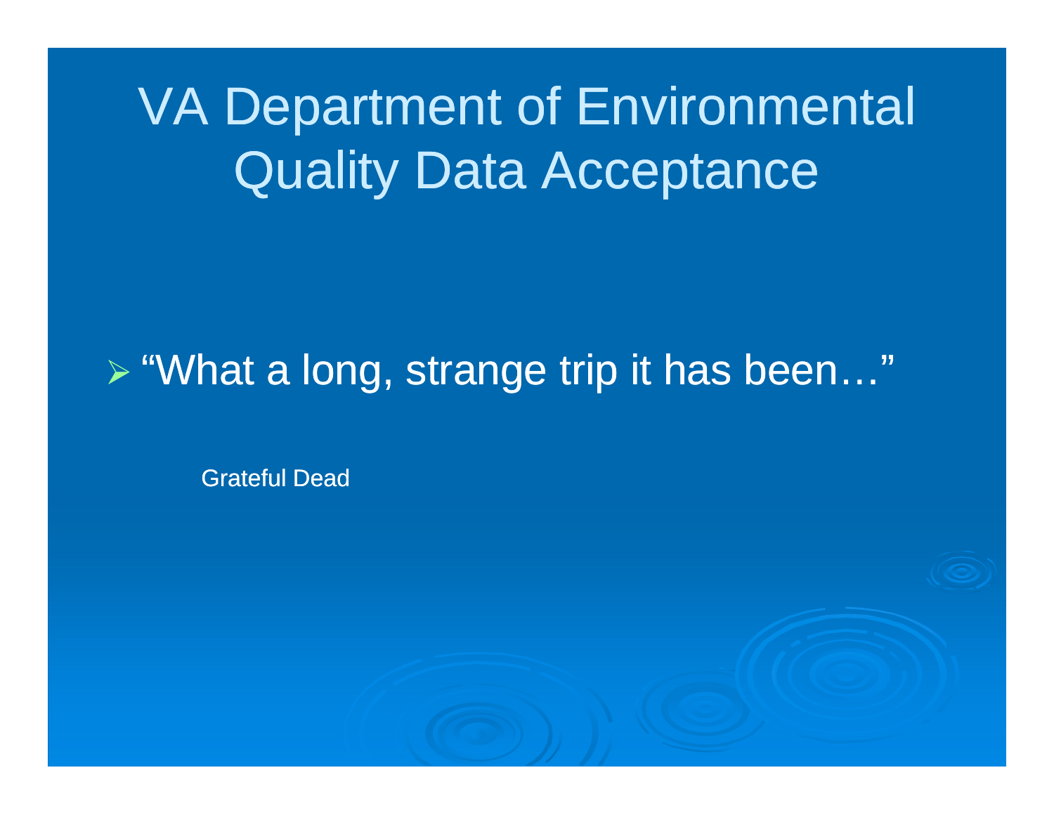# VA Department of Environmental Quality Data Acceptance

- "What a long, strange trip it has been…"

Grateful Dead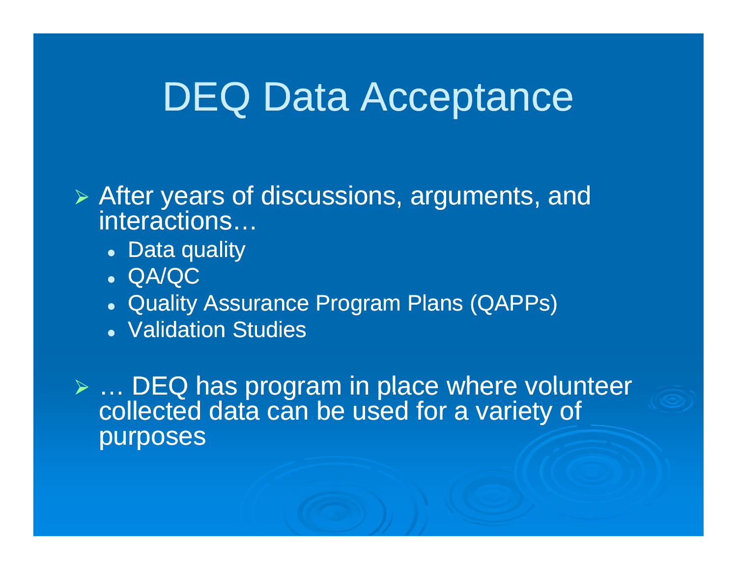# DEQ Data Acceptance

- After years of discussions, arguments, and interactions…
  - Data quality
  - QA/QC
  - Quality Assurance Program Plans (QAPPs)
  - Validation Studies
- … DEQ has program in place where volunteer collected data can be used for a variety of purposes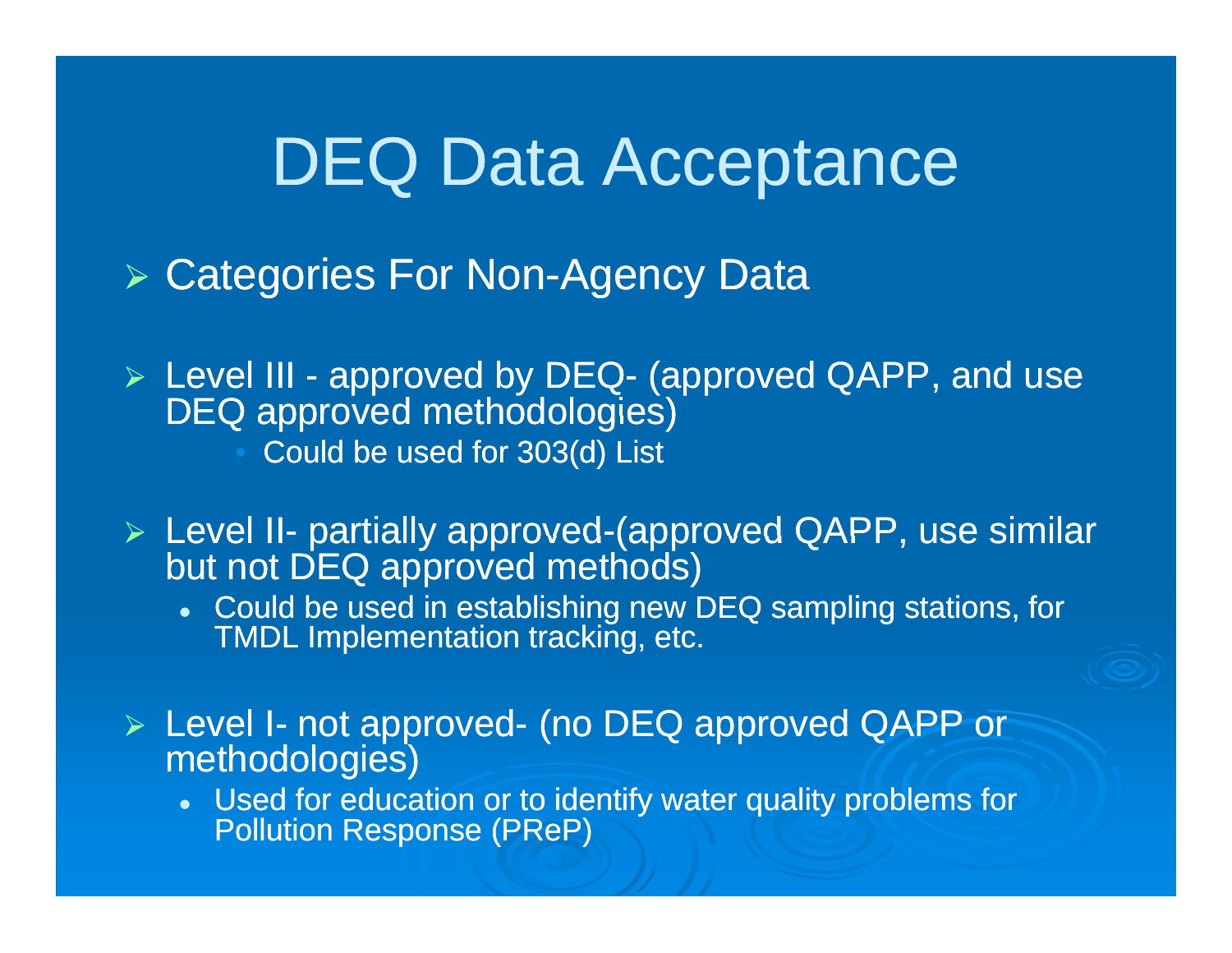# DEQ Data Acceptance

- Categories For Non-Agency Data

- Level III - approved by DEQ- (approved QAPP, and use DEQ approved methodologies)
  - Could be used for 303(d) List

- Level II- partially approved-(approved QAPP, use similar but not DEQ approved methods)
  - Could be used in establishing new DEQ sampling stations, for TMDL Implementation tracking, etc.

- Level I- not approved- (no DEQ approved QAPP or methodologies)
  - Used for education or to identify water quality problems for Pollution Response (PReP)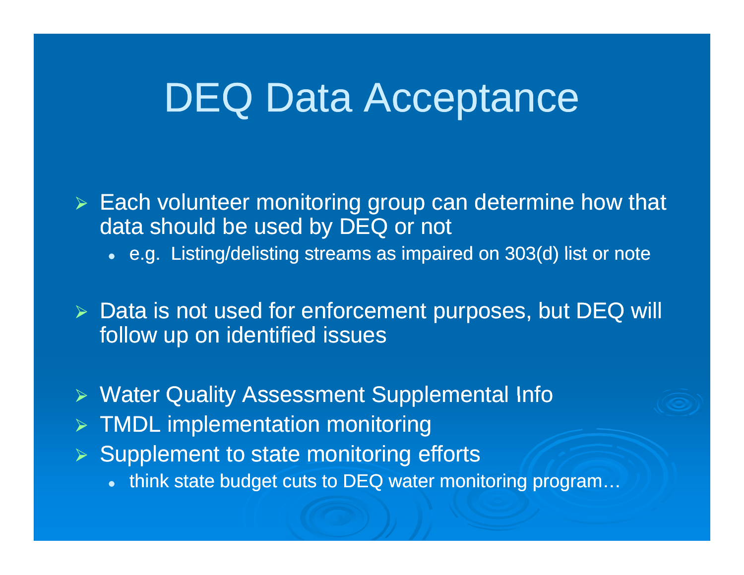# DEQ Data Acceptance

- Each volunteer monitoring group can determine how that data should be used by DEQ or not
  - e.g. Listing/delisting streams as impaired on 303(d) list or note
- Data is not used for enforcement purposes, but DEQ will follow up on identified issues
- Water Quality Assessment Supplemental Info
- TMDL implementation monitoring
- Supplement to state monitoring efforts
  - think state budget cuts to DEQ water monitoring program…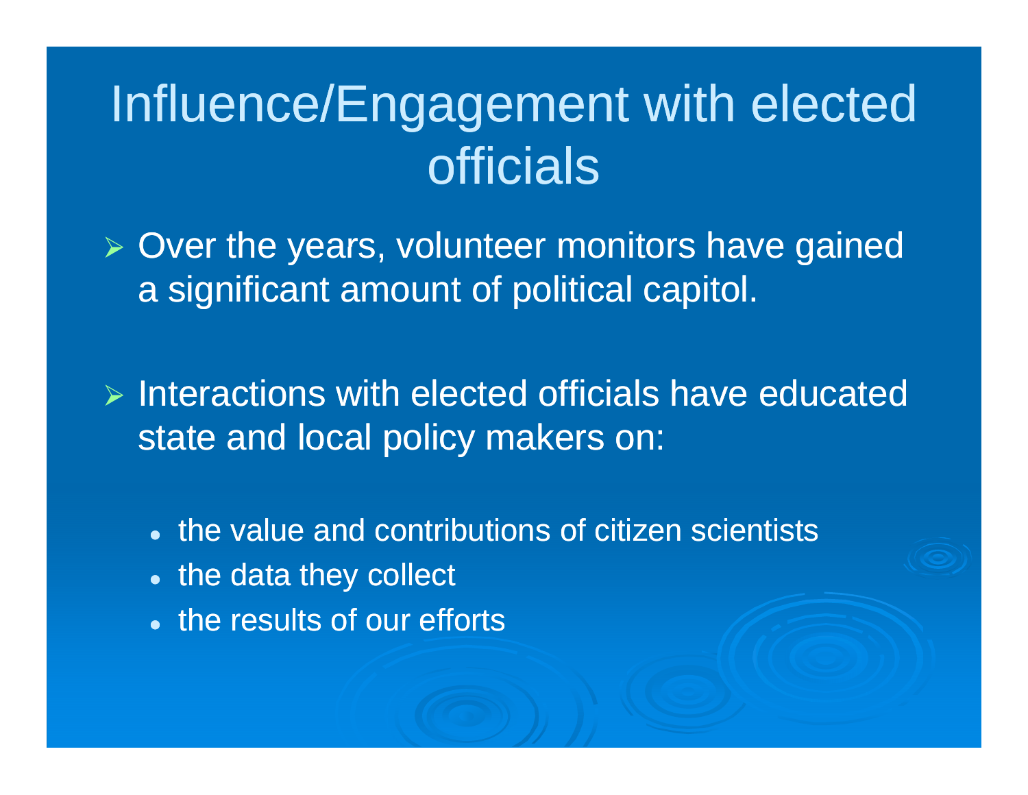# Influence/Engagement with elected officials

- Over the years, volunteer monitors have gained a significant amount of political capitol.

- Interactions with elected officials have educated state and local policy makers on:

  - the value and contributions of citizen scientists
  - the data they collect
  - the results of our efforts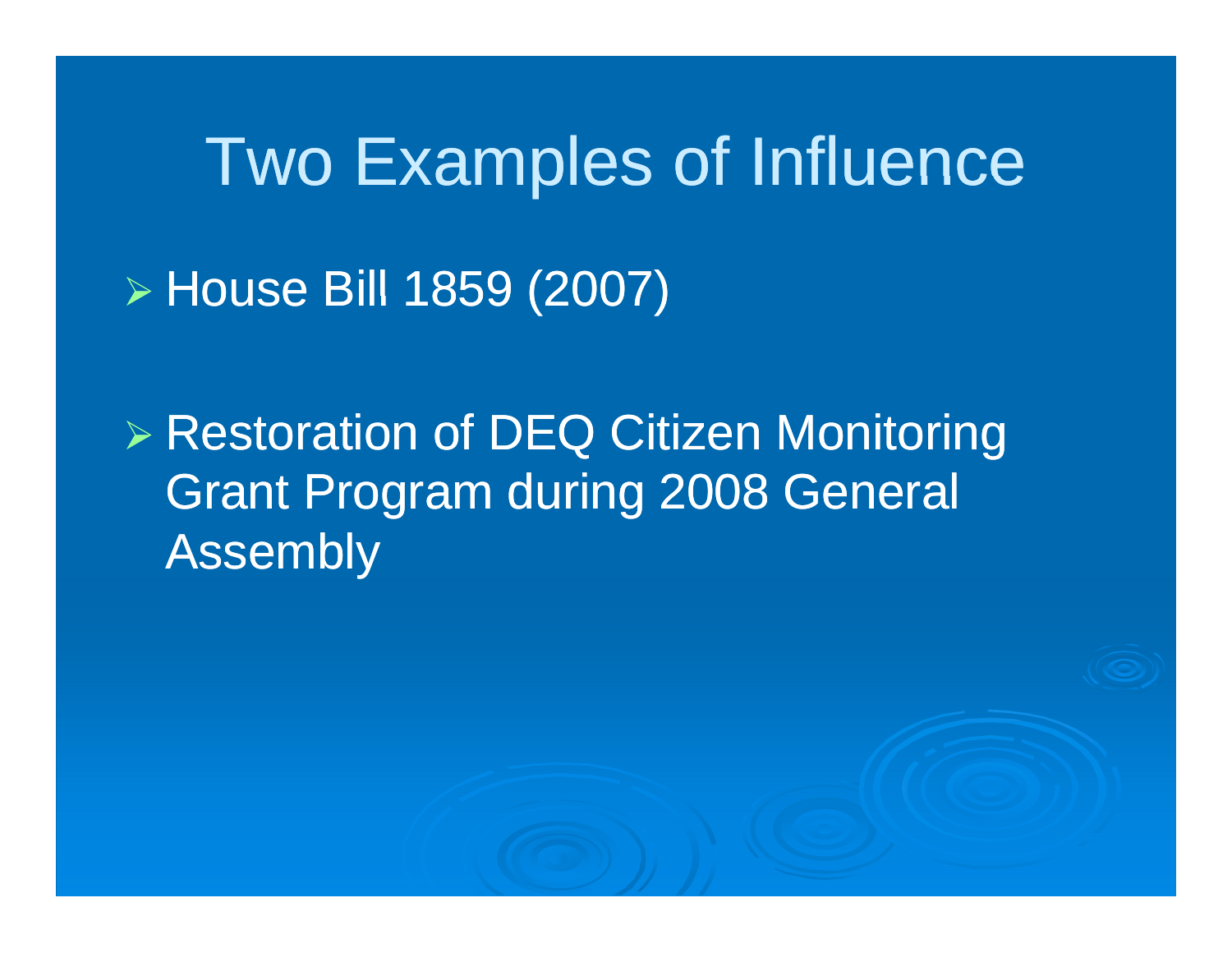# Two Examples of Influence

- House Bill 1859 (2007)
- Restoration of DEQ Citizen Monitoring Grant Program during 2008 General Assembly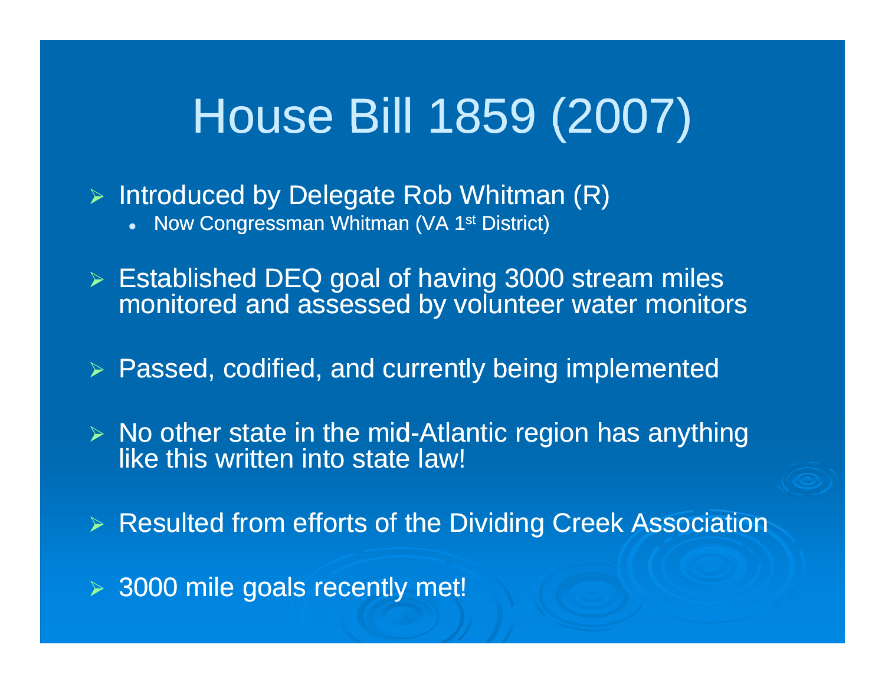# House Bill 1859 (2007)

- Introduced by Delegate Rob Whitman (R)
  - Now Congressman Whitman (VA 1st District)
- Established DEQ goal of having 3000 stream miles monitored and assessed by volunteer water monitors
- Passed, codified, and currently being implemented
- No other state in the mid-Atlantic region has anything like this written into state law!
- Resulted from efforts of the Dividing Creek Association
- 3000 mile goals recently met!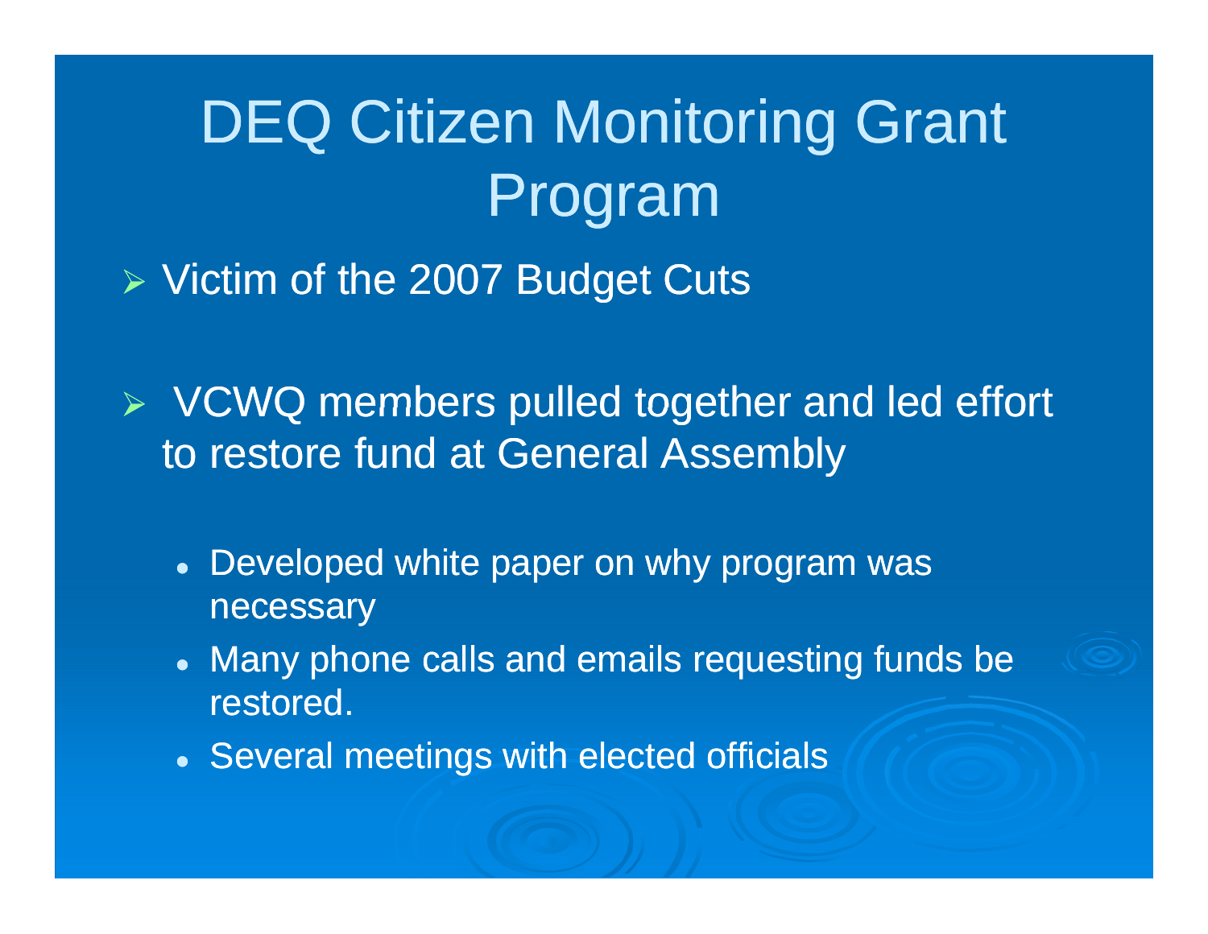# DEQ Citizen Monitoring Grant Program

- Victim of the 2007 Budget Cuts

- VCWQ members pulled together and led effort to restore fund at General Assembly

  - Developed white paper on why program was necessary
  - Many phone calls and emails requesting funds be restored.
  - Several meetings with elected officials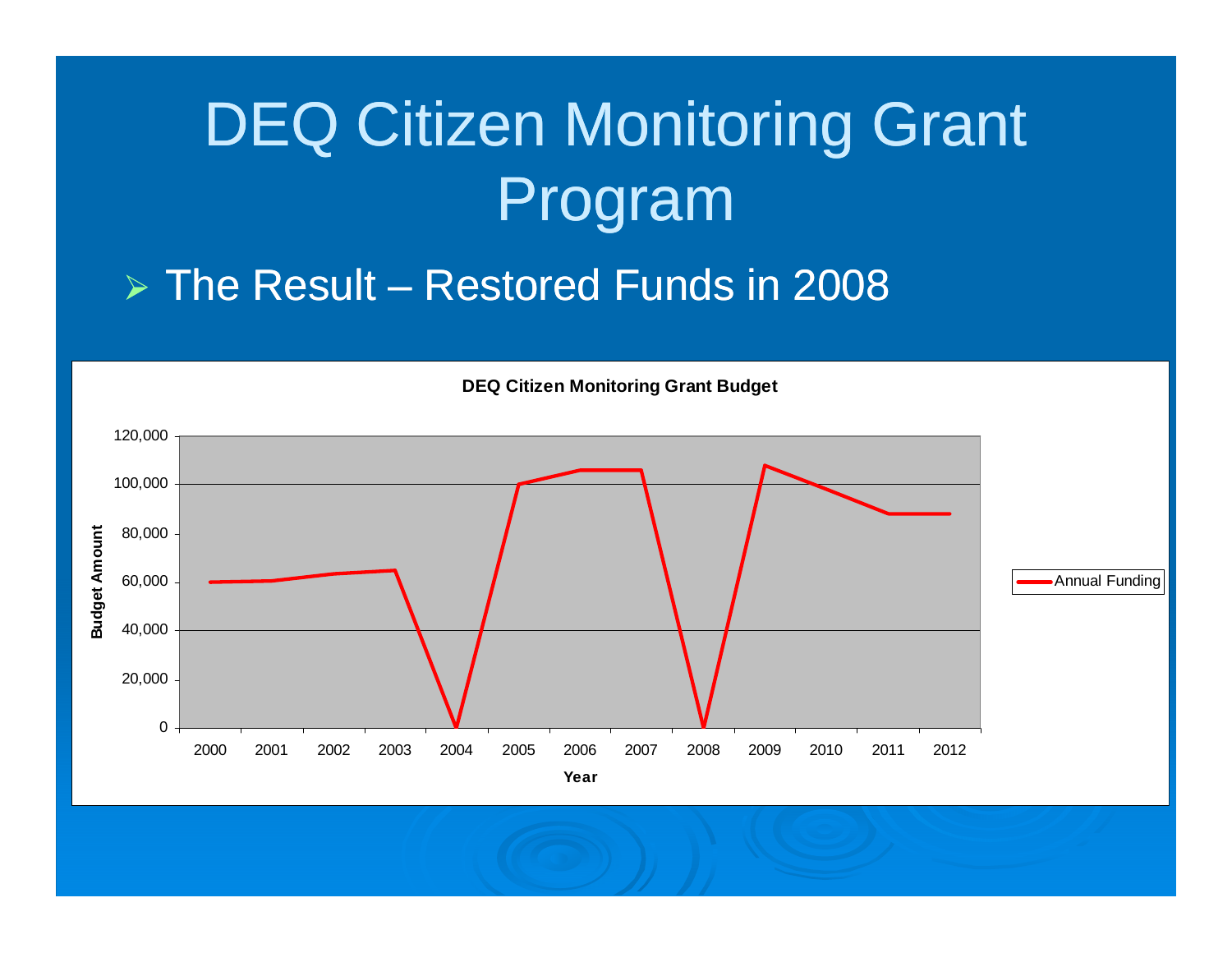# DEQ Citizen Monitoring Grant Program

- The Result – Restored Funds in 2008

**DEQ Citizen Monitoring Grant Budget**

| Year | Annual Funding (Budget Amount) |
|---|---|
| 2000 | ~60,000 |
| 2001 | ~60,500 |
| 2002 | ~63,500 |
| 2003 | ~65,000 |
| 2004 | 0 |
| 2005 | ~100,000 |
| 2006 | ~106,000 |
| 2007 | ~106,000 |
| 2008 | 0 |
| 2009 | ~108,000 |
| 2010 | ~98,000 |
| 2011 | ~88,000 |
| 2012 | ~88,000 |

Approximate values read from a line chart (Budget Amount vs. Year; y-axis 0–120,000; series: Annual Funding).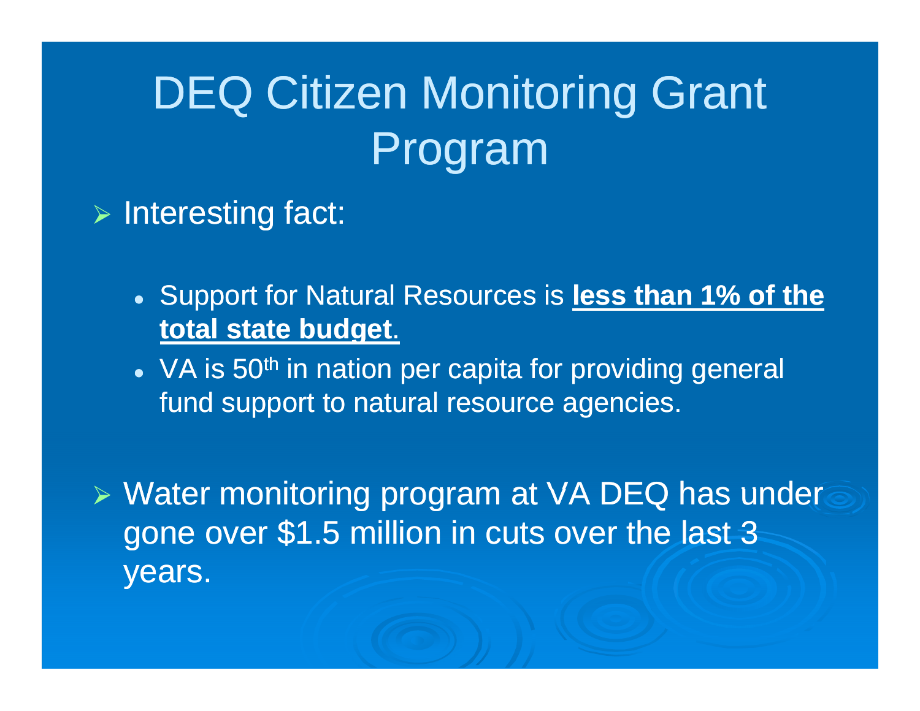# DEQ Citizen Monitoring Grant Program

- Interesting fact:
  - Support for Natural Resources is **less than 1% of the total state budget.**
  - VA is 50th in nation per capita for providing general fund support to natural resource agencies.
- Water monitoring program at VA DEQ has under gone over $1.5 million in cuts over the last 3 years.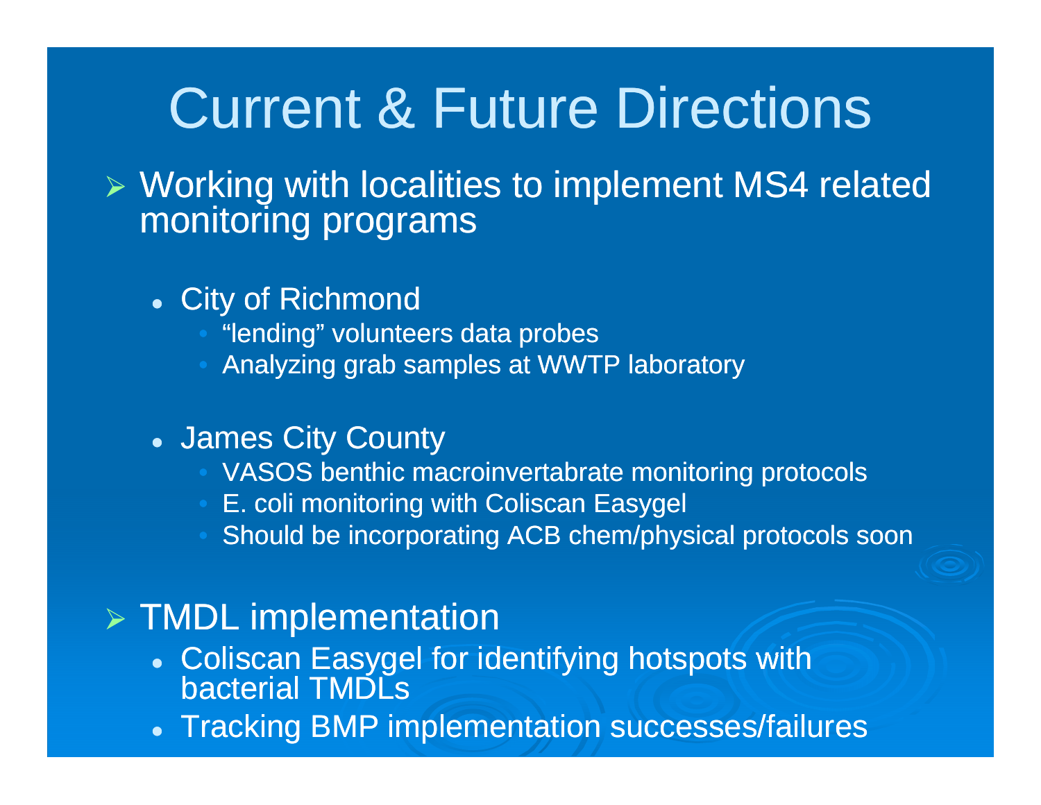# Current & Future Directions

- Working with localities to implement MS4 related monitoring programs

  - City of Richmond
    - "lending" volunteers data probes
    - Analyzing grab samples at WWTP laboratory

  - James City County
    - VASOS benthic macroinvertabrate monitoring protocols
    - E. coli monitoring with Coliscan Easygel
    - Should be incorporating ACB chem/physical protocols soon

- TMDL implementation
  - Coliscan Easygel for identifying hotspots with bacterial TMDLs
  - Tracking BMP implementation successes/failures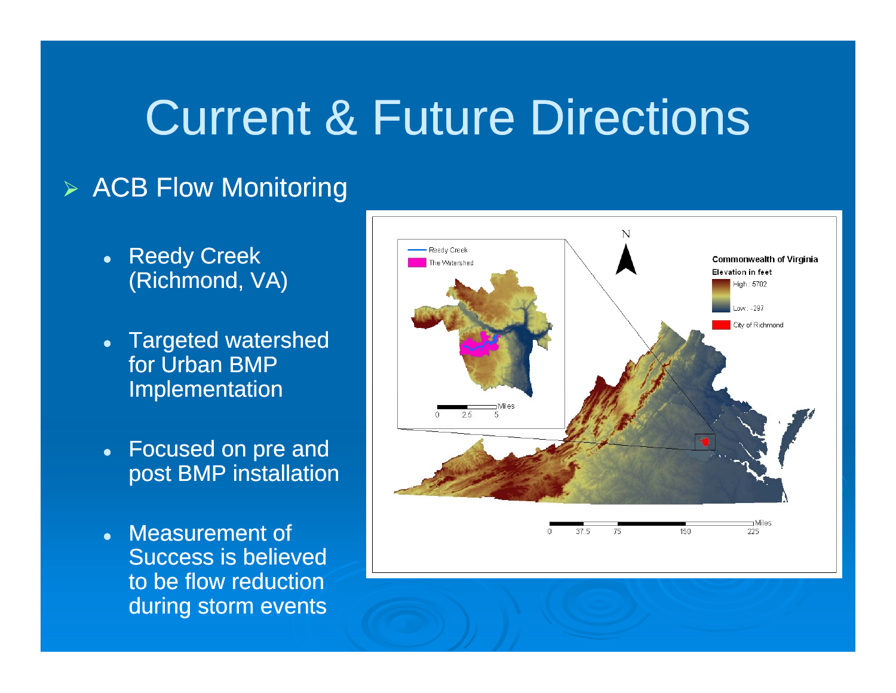# Current & Future Directions

- ACB Flow Monitoring
  - Reedy Creek (Richmond, VA)
  - Targeted watershed for Urban BMP Implementation
  - Focused on pre and post BMP installation
  - Measurement of Success is believed to be flow reduction during storm events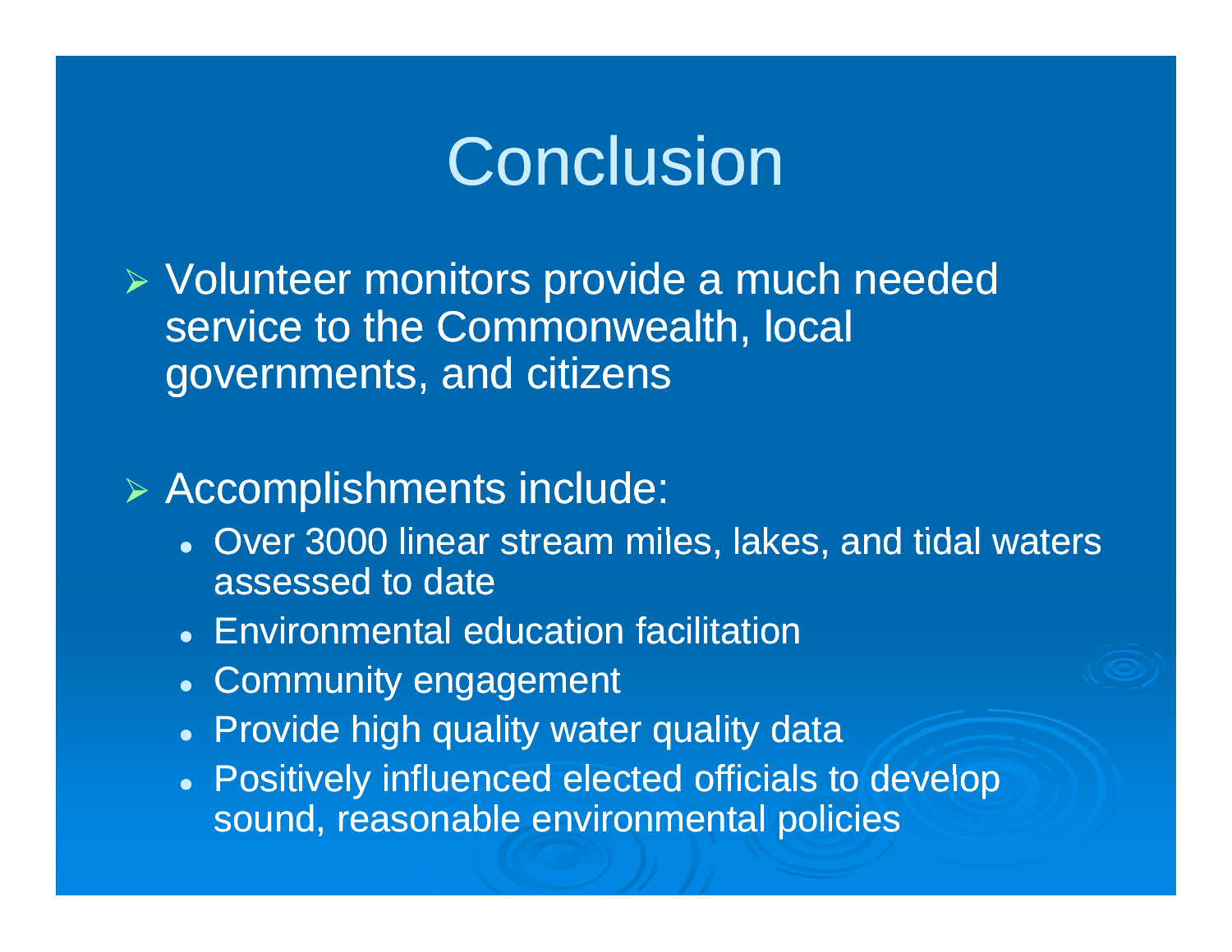# Conclusion

- Volunteer monitors provide a much needed service to the Commonwealth, local governments, and citizens

- Accomplishments include:
  - Over 3000 linear stream miles, lakes, and tidal waters assessed to date
  - Environmental education facilitation
  - Community engagement
  - Provide high quality water quality data
  - Positively influenced elected officials to develop sound, reasonable environmental policies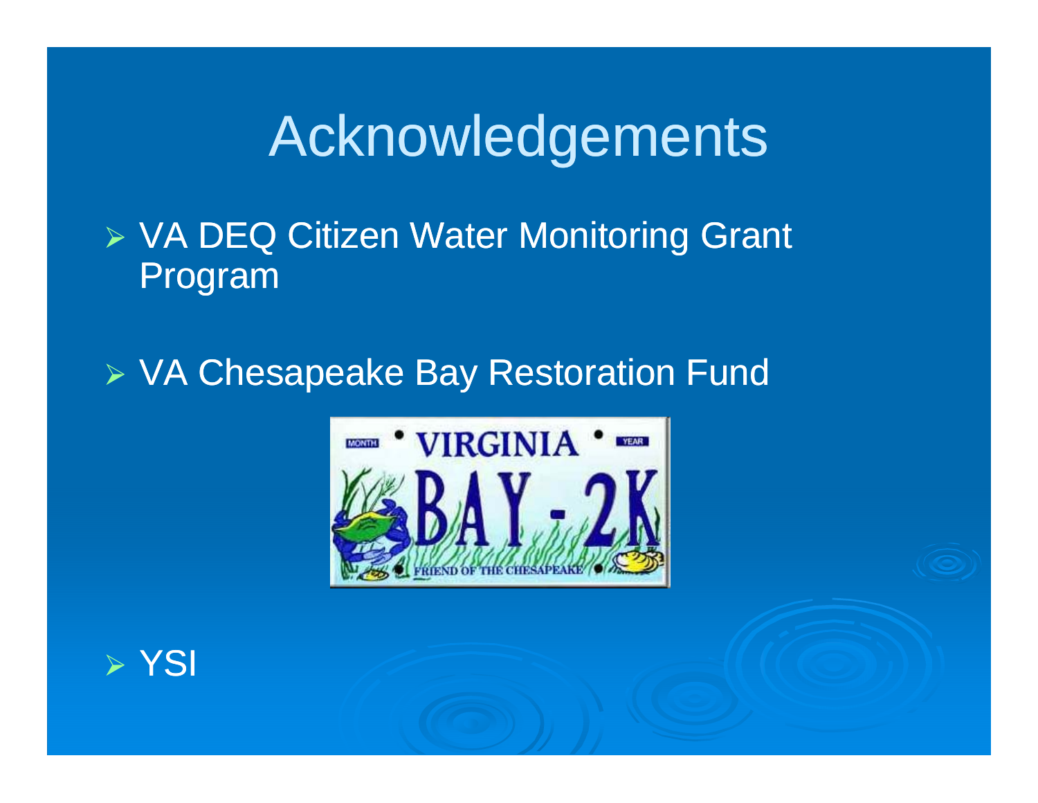# Acknowledgements

- VA DEQ Citizen Water Monitoring Grant Program
- VA Chesapeake Bay Restoration Fund
- YSI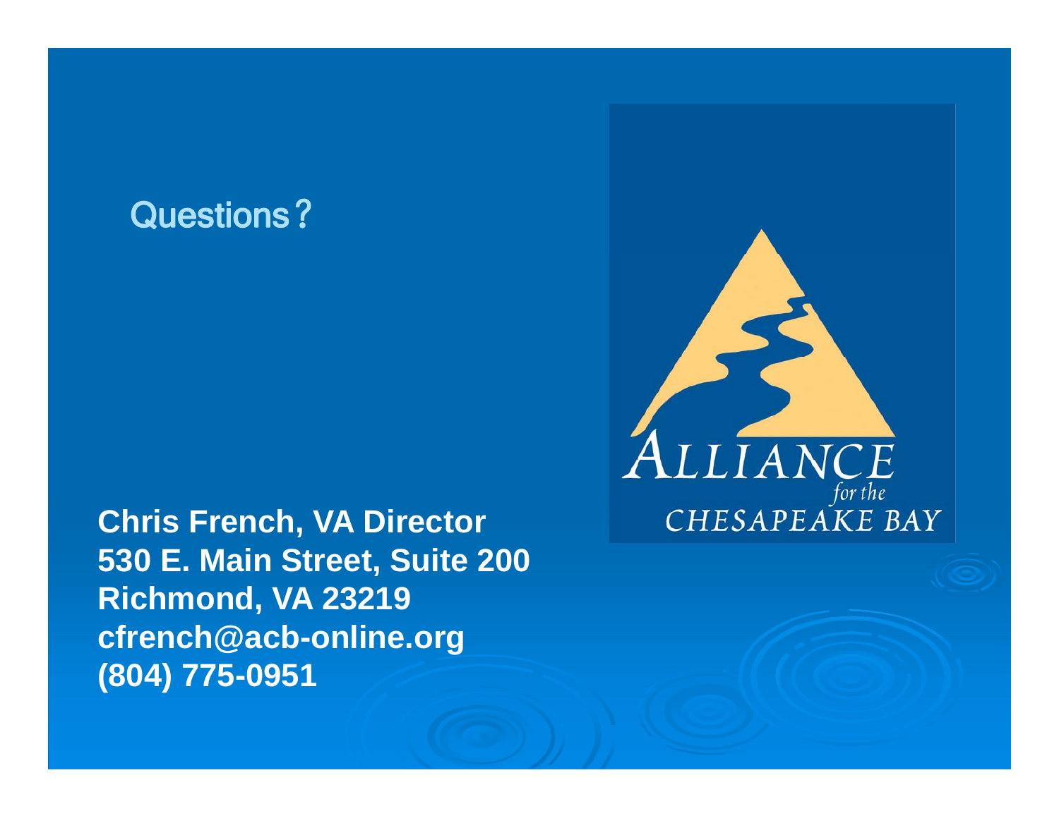## Questions?

**Chris French, VA Director**
**530 E. Main Street, Suite 200**
**Richmond, VA 23219**
**cfrench@acb-online.org**
**(804) 775-0951**

ALLIANCE for the CHESAPEAKE BAY